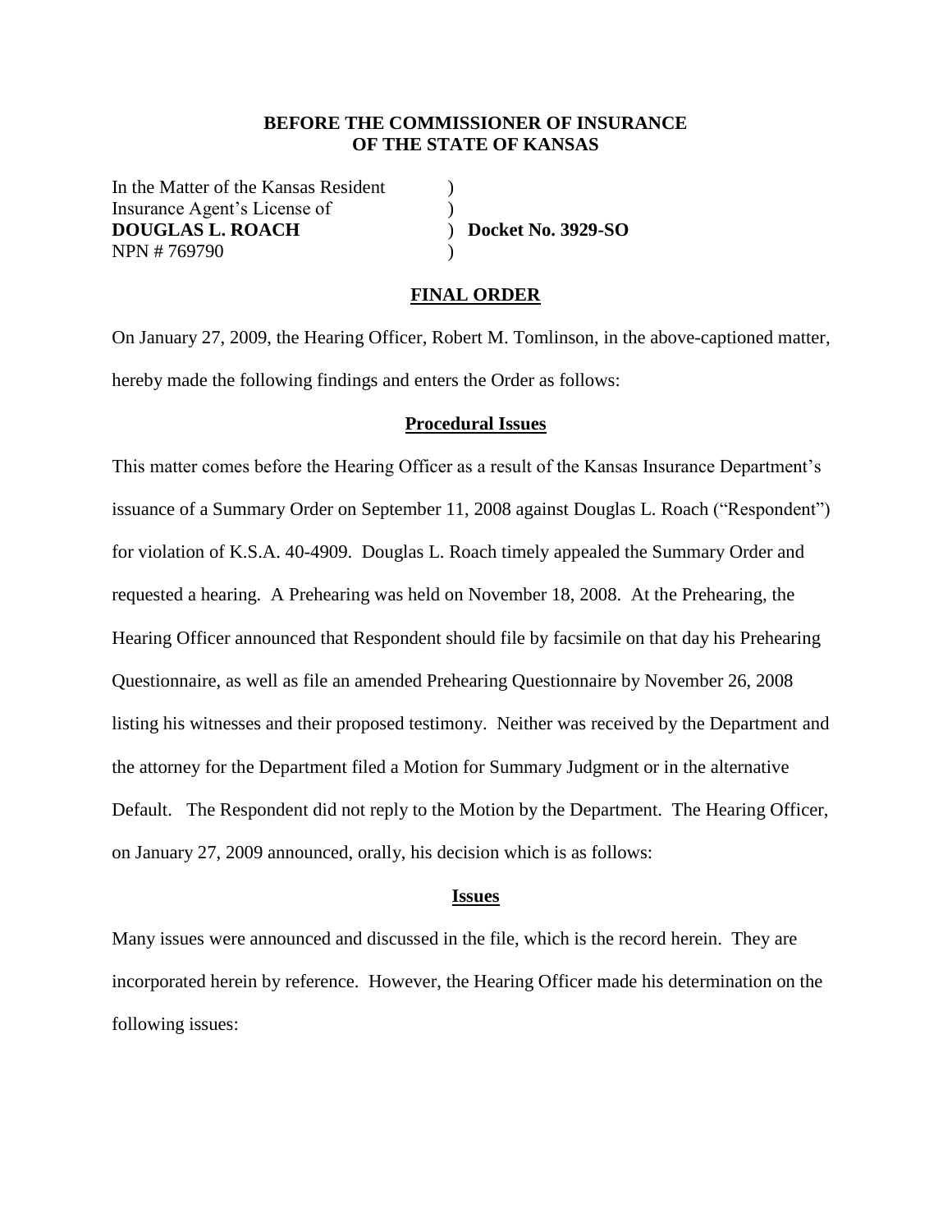**BEFORE THE COMMISSIONER OF INSURANCE**
**OF THE STATE OF KANSAS**

| | | |
|---|---|---|
| In the Matter of the Kansas Resident | ) | |
| Insurance Agent's License of | ) | |
| **DOUGLAS L. ROACH** | ) | **Docket No. 3929-SO** |
| NPN # 769790 | ) | |

## FINAL ORDER

On January 27, 2009, the Hearing Officer, Robert M. Tomlinson, in the above-captioned matter, hereby made the following findings and enters the Order as follows:

### Procedural Issues

This matter comes before the Hearing Officer as a result of the Kansas Insurance Department's issuance of a Summary Order on September 11, 2008 against Douglas L. Roach ("Respondent") for violation of K.S.A. 40-4909. Douglas L. Roach timely appealed the Summary Order and requested a hearing. A Prehearing was held on November 18, 2008. At the Prehearing, the Hearing Officer announced that Respondent should file by facsimile on that day his Prehearing Questionnaire, as well as file an amended Prehearing Questionnaire by November 26, 2008 listing his witnesses and their proposed testimony. Neither was received by the Department and the attorney for the Department filed a Motion for Summary Judgment or in the alternative Default. The Respondent did not reply to the Motion by the Department. The Hearing Officer, on January 27, 2009 announced, orally, his decision which is as follows:

### Issues

Many issues were announced and discussed in the file, which is the record herein. They are incorporated herein by reference. However, the Hearing Officer made his determination on the following issues: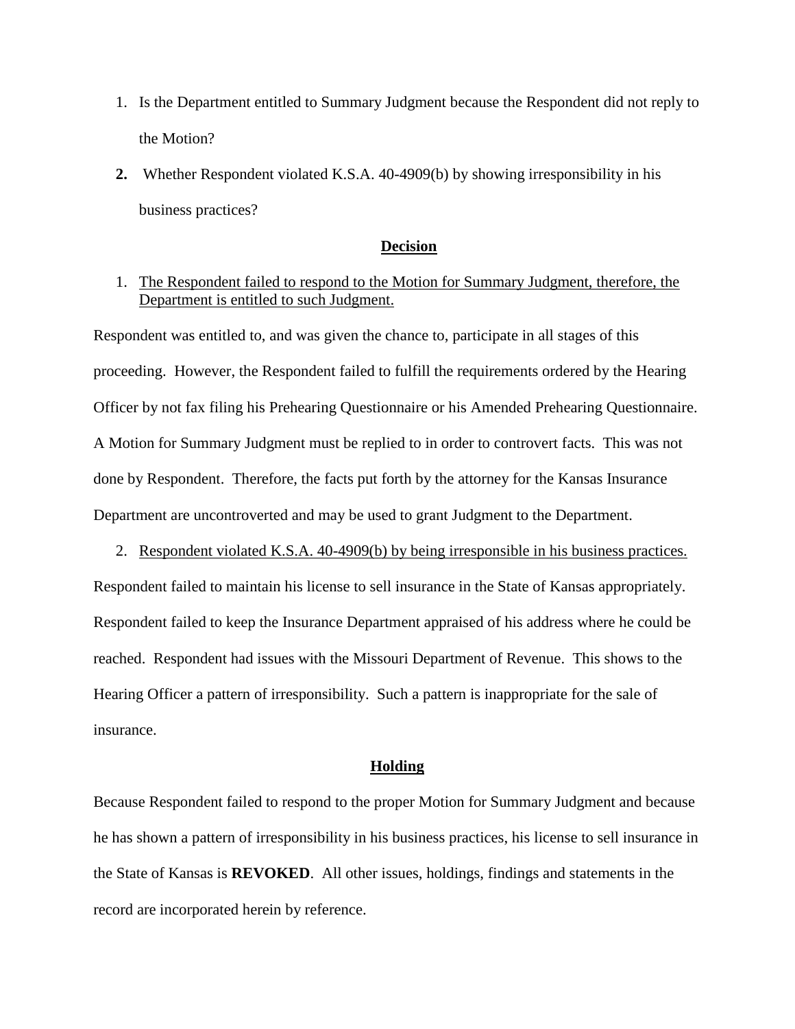1. Is the Department entitled to Summary Judgment because the Respondent did not reply to the Motion?

2. Whether Respondent violated K.S.A. 40-4909(b) by showing irresponsibility in his business practices?

## Decision

1. The Respondent failed to respond to the Motion for Summary Judgment, therefore, the Department is entitled to such Judgment.

Respondent was entitled to, and was given the chance to, participate in all stages of this proceeding. However, the Respondent failed to fulfill the requirements ordered by the Hearing Officer by not fax filing his Prehearing Questionnaire or his Amended Prehearing Questionnaire. A Motion for Summary Judgment must be replied to in order to controvert facts. This was not done by Respondent. Therefore, the facts put forth by the attorney for the Kansas Insurance Department are uncontroverted and may be used to grant Judgment to the Department.

2. Respondent violated K.S.A. 40-4909(b) by being irresponsible in his business practices.

Respondent failed to maintain his license to sell insurance in the State of Kansas appropriately. Respondent failed to keep the Insurance Department appraised of his address where he could be reached. Respondent had issues with the Missouri Department of Revenue. This shows to the Hearing Officer a pattern of irresponsibility. Such a pattern is inappropriate for the sale of insurance.

## Holding

Because Respondent failed to respond to the proper Motion for Summary Judgment and because he has shown a pattern of irresponsibility in his business practices, his license to sell insurance in the State of Kansas is **REVOKED**. All other issues, holdings, findings and statements in the record are incorporated herein by reference.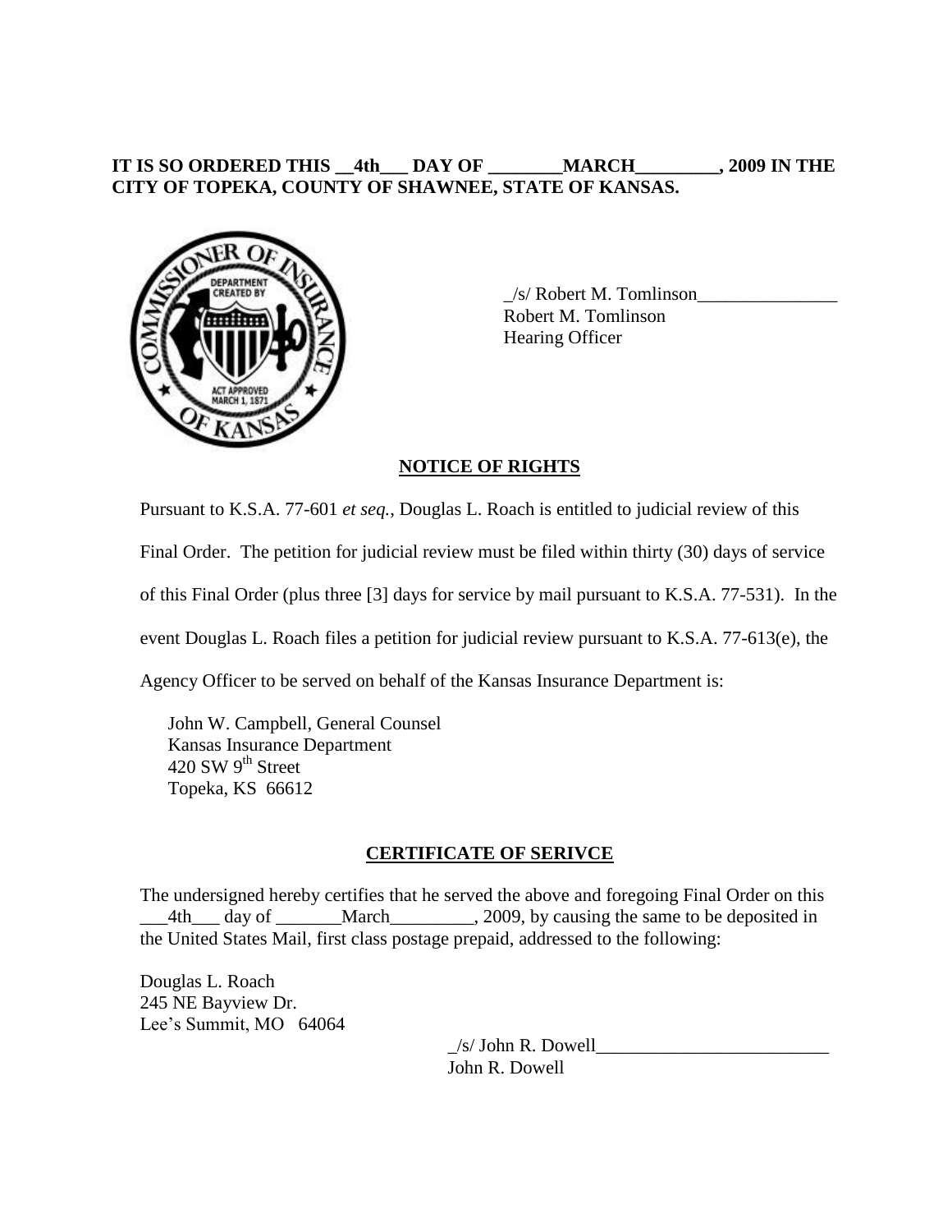**IT IS SO ORDERED THIS __4th___ DAY OF ________MARCH_________, 2009 IN THE CITY OF TOPEKA, COUNTY OF SHAWNEE, STATE OF KANSAS.**

_/s/ Robert M. Tomlinson_______________
Robert M. Tomlinson
Hearing Officer

## NOTICE OF RIGHTS

Pursuant to K.S.A. 77-601 *et seq.*, Douglas L. Roach is entitled to judicial review of this Final Order. The petition for judicial review must be filed within thirty (30) days of service of this Final Order (plus three [3] days for service by mail pursuant to K.S.A. 77-531). In the event Douglas L. Roach files a petition for judicial review pursuant to K.S.A. 77-613(e), the Agency Officer to be served on behalf of the Kansas Insurance Department is:

John W. Campbell, General Counsel
Kansas Insurance Department
420 SW 9th Street
Topeka, KS 66612

## CERTIFICATE OF SERIVCE

The undersigned hereby certifies that he served the above and foregoing Final Order on this ___4th___ day of _______March_________, 2009, by causing the same to be deposited in the United States Mail, first class postage prepaid, addressed to the following:

Douglas L. Roach
245 NE Bayview Dr.
Lee's Summit, MO 64064

_/s/ John R. Dowell_________________________
John R. Dowell